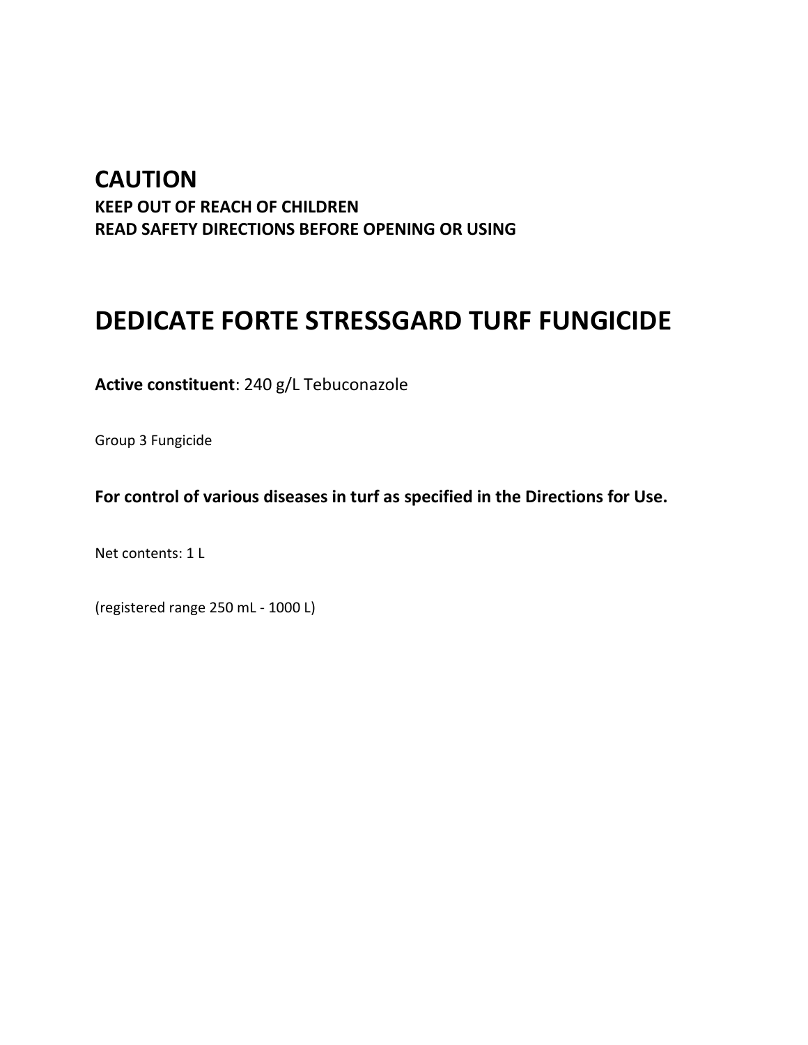## CAUTION

**KEEP OUT OF REACH OF CHILDREN**
**READ SAFETY DIRECTIONS BEFORE OPENING OR USING**

# DEDICATE FORTE STRESSGARD TURF FUNGICIDE

**Active constituent**: 240 g/L Tebuconazole

Group 3 Fungicide

**For control of various diseases in turf as specified in the Directions for Use.**

Net contents: 1 L

(registered range 250 mL - 1000 L)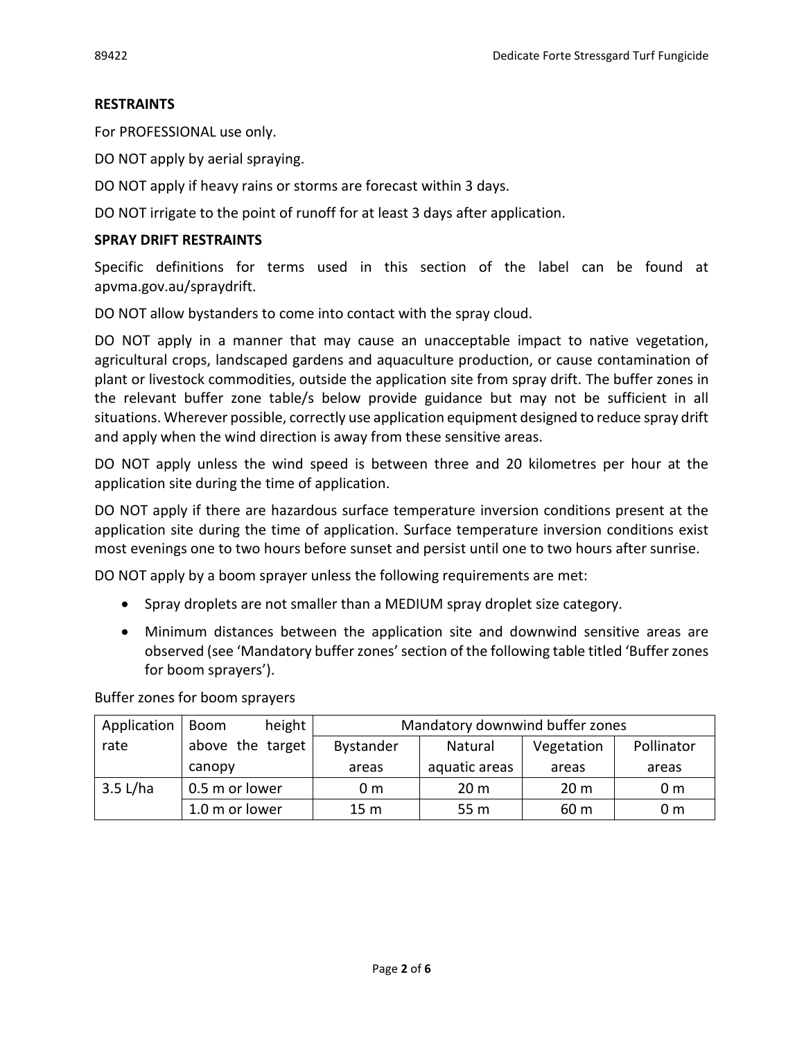## RESTRAINTS

For PROFESSIONAL use only.

DO NOT apply by aerial spraying.

DO NOT apply if heavy rains or storms are forecast within 3 days.

DO NOT irrigate to the point of runoff for at least 3 days after application.

## SPRAY DRIFT RESTRAINTS

Specific definitions for terms used in this section of the label can be found at apvma.gov.au/spraydrift.

DO NOT allow bystanders to come into contact with the spray cloud.

DO NOT apply in a manner that may cause an unacceptable impact to native vegetation, agricultural crops, landscaped gardens and aquaculture production, or cause contamination of plant or livestock commodities, outside the application site from spray drift. The buffer zones in the relevant buffer zone table/s below provide guidance but may not be sufficient in all situations. Wherever possible, correctly use application equipment designed to reduce spray drift and apply when the wind direction is away from these sensitive areas.

DO NOT apply unless the wind speed is between three and 20 kilometres per hour at the application site during the time of application.

DO NOT apply if there are hazardous surface temperature inversion conditions present at the application site during the time of application. Surface temperature inversion conditions exist most evenings one to two hours before sunset and persist until one to two hours after sunrise.

DO NOT apply by a boom sprayer unless the following requirements are met:

- Spray droplets are not smaller than a MEDIUM spray droplet size category.
- Minimum distances between the application site and downwind sensitive areas are observed (see 'Mandatory buffer zones' section of the following table titled 'Buffer zones for boom sprayers').

Buffer zones for boom sprayers

| Application rate | Boom height above the target canopy | Mandatory downwind buffer zones | | | |
|---|---|---|---|---|---|
| | | Bystander areas | Natural aquatic areas | Vegetation areas | Pollinator areas |
| 3.5 L/ha | 0.5 m or lower | 0 m | 20 m | 20 m | 0 m |
| | 1.0 m or lower | 15 m | 55 m | 60 m | 0 m |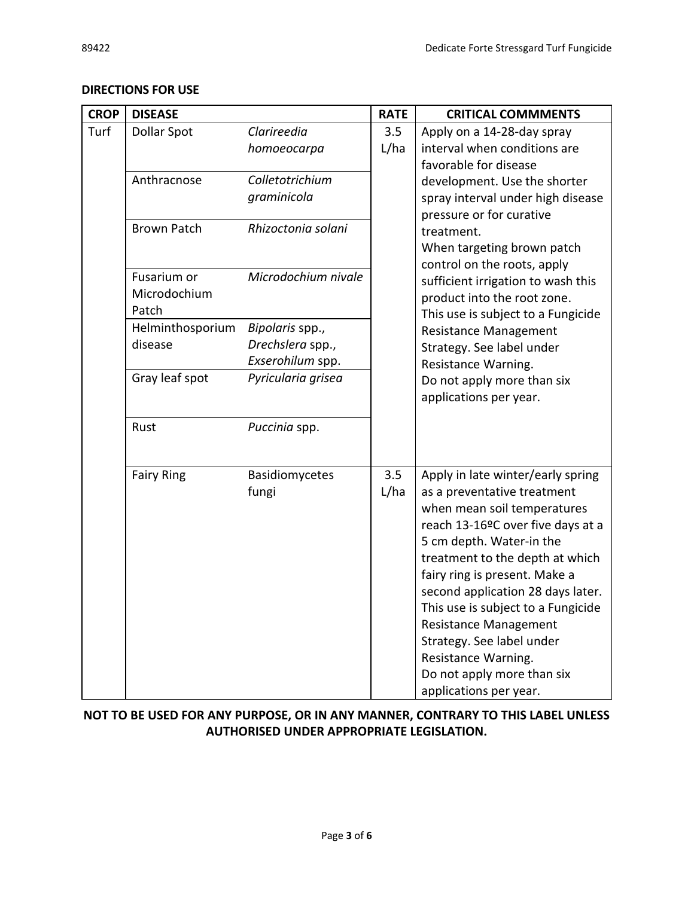## DIRECTIONS FOR USE

| CROP | DISEASE | | RATE | CRITICAL COMMMENTS |
|---|---|---|---|---|
| Turf | Dollar Spot | *Clarireedia homoeocarpa* | 3.5 L/ha | Apply on a 14-28-day spray interval when conditions are favorable for disease development. Use the shorter spray interval under high disease pressure or for curative treatment.<br>When targeting brown patch control on the roots, apply sufficient irrigation to wash this product into the root zone.<br>This use is subject to a Fungicide Resistance Management Strategy. See label under Resistance Warning.<br>Do not apply more than six applications per year. |
| | Anthracnose | *Colletotrichium graminicola* | | |
| | Brown Patch | *Rhizoctonia solani* | | |
| | Fusarium or Microdochium Patch | *Microdochium nivale* | | |
| | Helminthosporium disease | *Bipolaris* spp., *Drechslera* spp., *Exserohilum* spp. | | |
| | Gray leaf spot | *Pyricularia grisea* | | |
| | Rust | *Puccinia* spp. | | |
| | Fairy Ring | Basidiomycetes fungi | 3.5 L/ha | Apply in late winter/early spring as a preventative treatment when mean soil temperatures reach 13-16ºC over five days at a 5 cm depth. Water-in the treatment to the depth at which fairy ring is present. Make a second application 28 days later.<br>This use is subject to a Fungicide Resistance Management Strategy. See label under Resistance Warning.<br>Do not apply more than six applications per year. |

**NOT TO BE USED FOR ANY PURPOSE, OR IN ANY MANNER, CONTRARY TO THIS LABEL UNLESS AUTHORISED UNDER APPROPRIATE LEGISLATION.**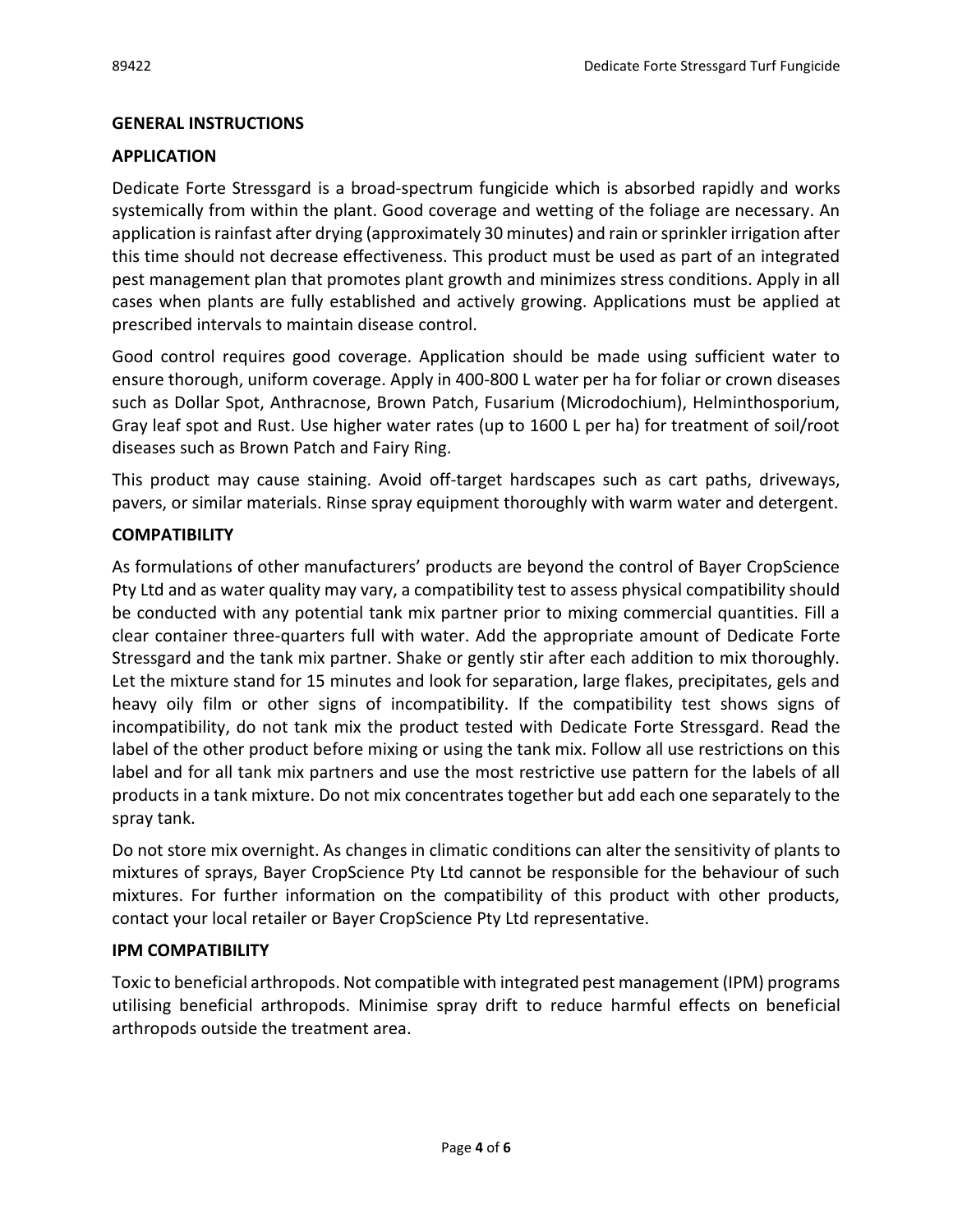## GENERAL INSTRUCTIONS

### APPLICATION

Dedicate Forte Stressgard is a broad-spectrum fungicide which is absorbed rapidly and works systemically from within the plant. Good coverage and wetting of the foliage are necessary. An application is rainfast after drying (approximately 30 minutes) and rain or sprinkler irrigation after this time should not decrease effectiveness. This product must be used as part of an integrated pest management plan that promotes plant growth and minimizes stress conditions. Apply in all cases when plants are fully established and actively growing. Applications must be applied at prescribed intervals to maintain disease control.

Good control requires good coverage. Application should be made using sufficient water to ensure thorough, uniform coverage. Apply in 400-800 L water per ha for foliar or crown diseases such as Dollar Spot, Anthracnose, Brown Patch, Fusarium (Microdochium), Helminthosporium, Gray leaf spot and Rust. Use higher water rates (up to 1600 L per ha) for treatment of soil/root diseases such as Brown Patch and Fairy Ring.

This product may cause staining. Avoid off-target hardscapes such as cart paths, driveways, pavers, or similar materials. Rinse spray equipment thoroughly with warm water and detergent.

### COMPATIBILITY

As formulations of other manufacturers' products are beyond the control of Bayer CropScience Pty Ltd and as water quality may vary, a compatibility test to assess physical compatibility should be conducted with any potential tank mix partner prior to mixing commercial quantities. Fill a clear container three-quarters full with water. Add the appropriate amount of Dedicate Forte Stressgard and the tank mix partner. Shake or gently stir after each addition to mix thoroughly. Let the mixture stand for 15 minutes and look for separation, large flakes, precipitates, gels and heavy oily film or other signs of incompatibility. If the compatibility test shows signs of incompatibility, do not tank mix the product tested with Dedicate Forte Stressgard. Read the label of the other product before mixing or using the tank mix. Follow all use restrictions on this label and for all tank mix partners and use the most restrictive use pattern for the labels of all products in a tank mixture. Do not mix concentrates together but add each one separately to the spray tank.

Do not store mix overnight. As changes in climatic conditions can alter the sensitivity of plants to mixtures of sprays, Bayer CropScience Pty Ltd cannot be responsible for the behaviour of such mixtures. For further information on the compatibility of this product with other products, contact your local retailer or Bayer CropScience Pty Ltd representative.

### IPM COMPATIBILITY

Toxic to beneficial arthropods. Not compatible with integrated pest management (IPM) programs utilising beneficial arthropods. Minimise spray drift to reduce harmful effects on beneficial arthropods outside the treatment area.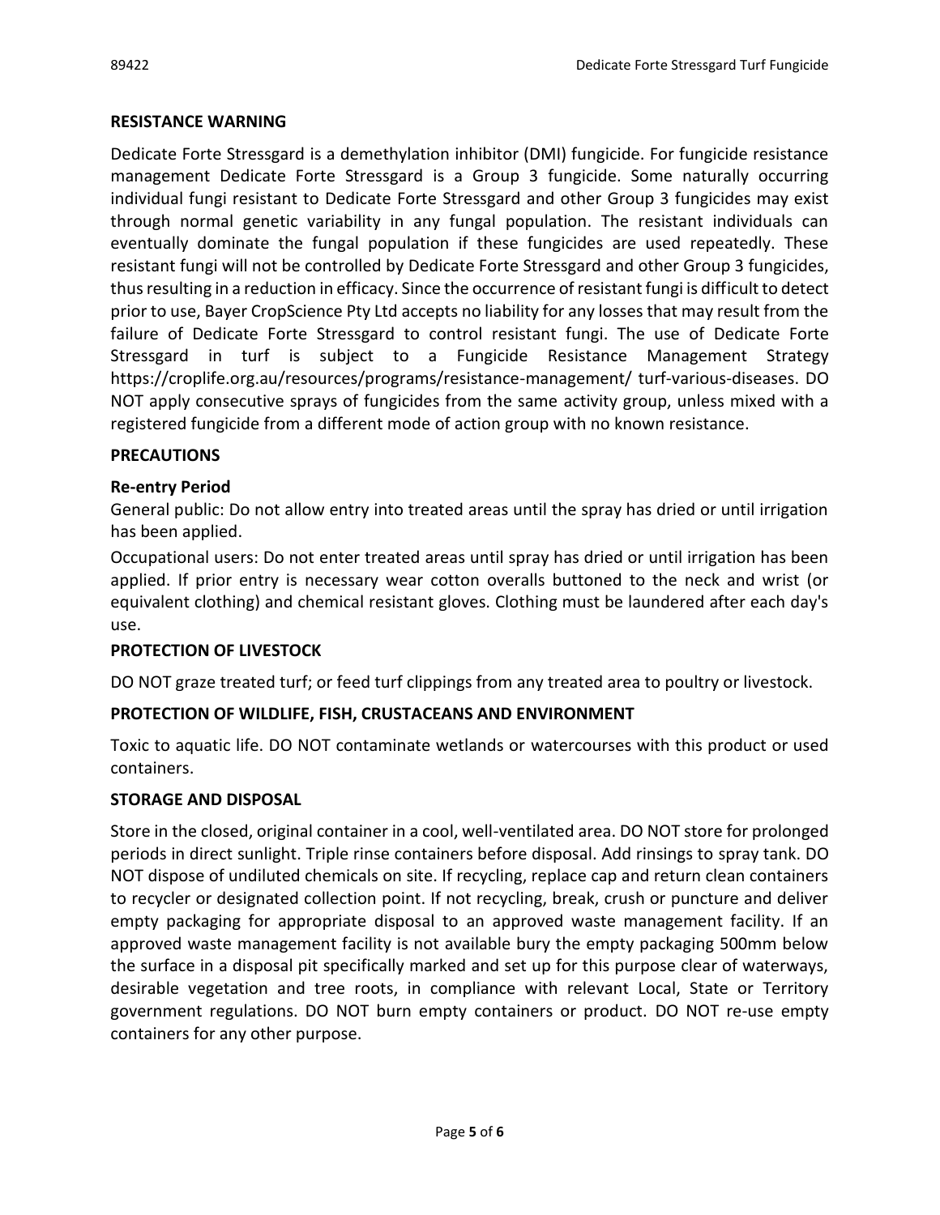## RESISTANCE WARNING

Dedicate Forte Stressgard is a demethylation inhibitor (DMI) fungicide. For fungicide resistance management Dedicate Forte Stressgard is a Group 3 fungicide. Some naturally occurring individual fungi resistant to Dedicate Forte Stressgard and other Group 3 fungicides may exist through normal genetic variability in any fungal population. The resistant individuals can eventually dominate the fungal population if these fungicides are used repeatedly. These resistant fungi will not be controlled by Dedicate Forte Stressgard and other Group 3 fungicides, thus resulting in a reduction in efficacy. Since the occurrence of resistant fungi is difficult to detect prior to use, Bayer CropScience Pty Ltd accepts no liability for any losses that may result from the failure of Dedicate Forte Stressgard to control resistant fungi. The use of Dedicate Forte Stressgard in turf is subject to a Fungicide Resistance Management Strategy https://croplife.org.au/resources/programs/resistance-management/ turf-various-diseases. DO NOT apply consecutive sprays of fungicides from the same activity group, unless mixed with a registered fungicide from a different mode of action group with no known resistance.

## PRECAUTIONS

### Re-entry Period

General public: Do not allow entry into treated areas until the spray has dried or until irrigation has been applied.

Occupational users: Do not enter treated areas until spray has dried or until irrigation has been applied. If prior entry is necessary wear cotton overalls buttoned to the neck and wrist (or equivalent clothing) and chemical resistant gloves. Clothing must be laundered after each day's use.

## PROTECTION OF LIVESTOCK

DO NOT graze treated turf; or feed turf clippings from any treated area to poultry or livestock.

## PROTECTION OF WILDLIFE, FISH, CRUSTACEANS AND ENVIRONMENT

Toxic to aquatic life. DO NOT contaminate wetlands or watercourses with this product or used containers.

## STORAGE AND DISPOSAL

Store in the closed, original container in a cool, well-ventilated area. DO NOT store for prolonged periods in direct sunlight. Triple rinse containers before disposal. Add rinsings to spray tank. DO NOT dispose of undiluted chemicals on site. If recycling, replace cap and return clean containers to recycler or designated collection point. If not recycling, break, crush or puncture and deliver empty packaging for appropriate disposal to an approved waste management facility. If an approved waste management facility is not available bury the empty packaging 500mm below the surface in a disposal pit specifically marked and set up for this purpose clear of waterways, desirable vegetation and tree roots, in compliance with relevant Local, State or Territory government regulations. DO NOT burn empty containers or product. DO NOT re-use empty containers for any other purpose.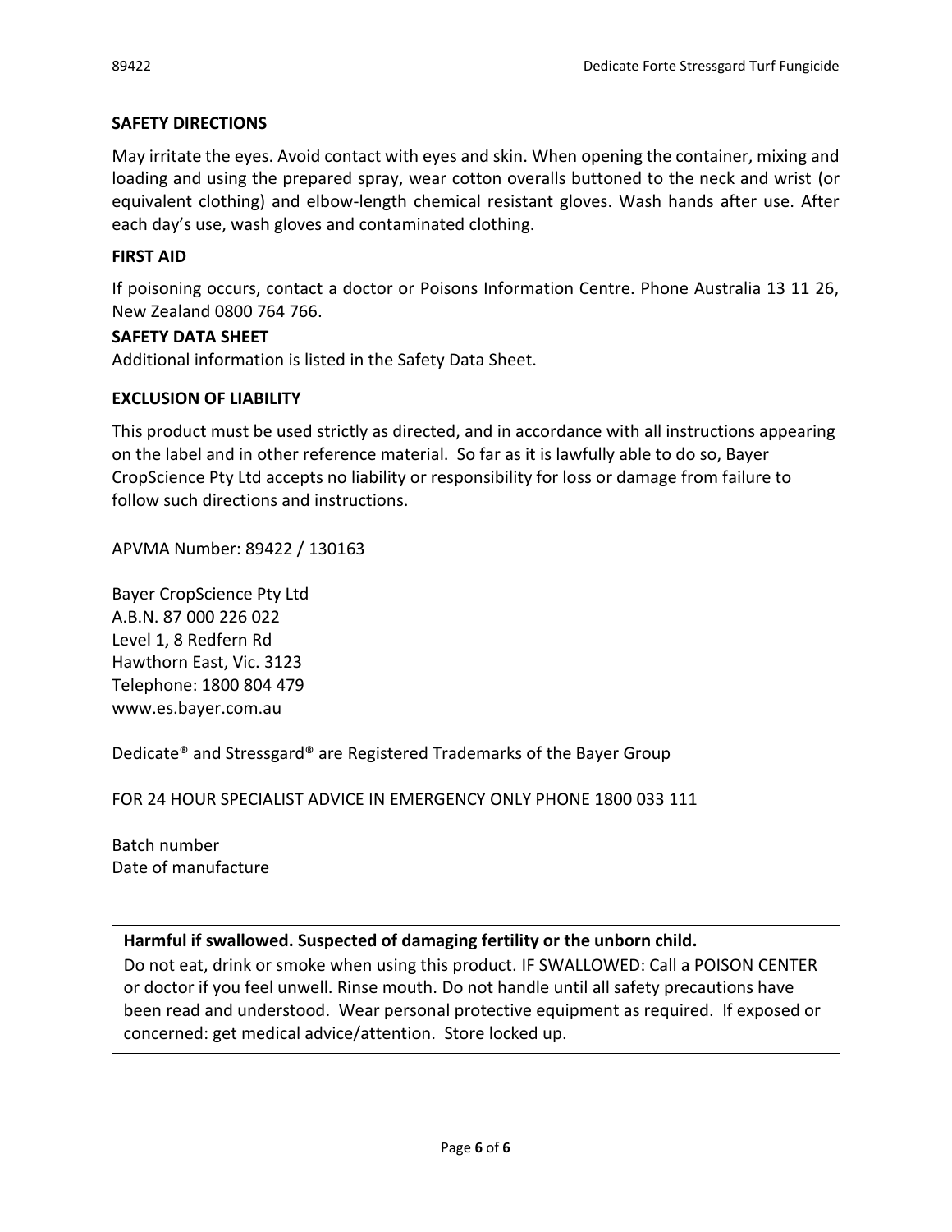## SAFETY DIRECTIONS

May irritate the eyes. Avoid contact with eyes and skin. When opening the container, mixing and loading and using the prepared spray, wear cotton overalls buttoned to the neck and wrist (or equivalent clothing) and elbow-length chemical resistant gloves. Wash hands after use. After each day's use, wash gloves and contaminated clothing.

## FIRST AID

If poisoning occurs, contact a doctor or Poisons Information Centre. Phone Australia 13 11 26, New Zealand 0800 764 766.

## SAFETY DATA SHEET

Additional information is listed in the Safety Data Sheet.

## EXCLUSION OF LIABILITY

This product must be used strictly as directed, and in accordance with all instructions appearing on the label and in other reference material. So far as it is lawfully able to do so, Bayer CropScience Pty Ltd accepts no liability or responsibility for loss or damage from failure to follow such directions and instructions.

APVMA Number: 89422 / 130163

Bayer CropScience Pty Ltd
A.B.N. 87 000 226 022
Level 1, 8 Redfern Rd
Hawthorn East, Vic. 3123
Telephone: 1800 804 479
www.es.bayer.com.au

Dedicate® and Stressgard® are Registered Trademarks of the Bayer Group

FOR 24 HOUR SPECIALIST ADVICE IN EMERGENCY ONLY PHONE 1800 033 111

Batch number
Date of manufacture

**Harmful if swallowed. Suspected of damaging fertility or the unborn child.**
Do not eat, drink or smoke when using this product. IF SWALLOWED: Call a POISON CENTER or doctor if you feel unwell. Rinse mouth. Do not handle until all safety precautions have been read and understood. Wear personal protective equipment as required. If exposed or concerned: get medical advice/attention. Store locked up.